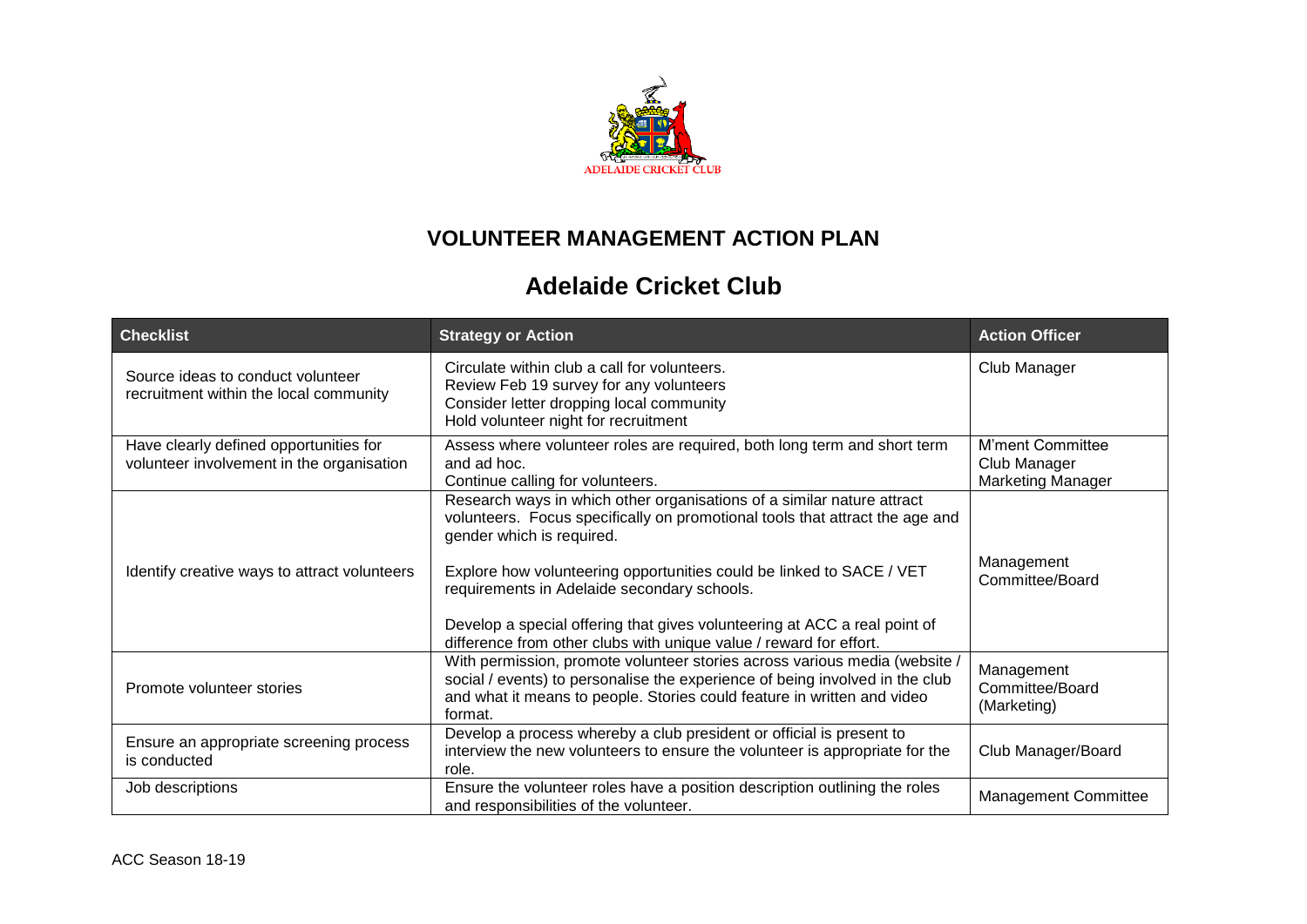## VOLUNTEER MANAGEMENT ACTION PLAN

## Adelaide Cricket Club

| Checklist | Strategy or Action | Action Officer |
|---|---|---|
| Source ideas to conduct volunteer recruitment within the local community | Circulate within club a call for volunteers.<br>Review Feb 19 survey for any volunteers<br>Consider letter dropping local community<br>Hold volunteer night for recruitment | Club Manager |
| Have clearly defined opportunities for volunteer involvement in the organisation | Assess where volunteer roles are required, both long term and short term and ad hoc.<br>Continue calling for volunteers. | M'ment Committee<br>Club Manager<br>Marketing Manager |
| Identify creative ways to attract volunteers | Research ways in which other organisations of a similar nature attract volunteers. Focus specifically on promotional tools that attract the age and gender which is required.<br><br>Explore how volunteering opportunities could be linked to SACE / VET requirements in Adelaide secondary schools.<br><br>Develop a special offering that gives volunteering at ACC a real point of difference from other clubs with unique value / reward for effort. | Management Committee/Board |
| Promote volunteer stories | With permission, promote volunteer stories across various media (website / social / events) to personalise the experience of being involved in the club and what it means to people. Stories could feature in written and video format. | Management Committee/Board (Marketing) |
| Ensure an appropriate screening process is conducted | Develop a process whereby a club president or official is present to interview the new volunteers to ensure the volunteer is appropriate for the role. | Club Manager/Board |
| Job descriptions | Ensure the volunteer roles have a position description outlining the roles and responsibilities of the volunteer. | Management Committee |

ACC Season 18-19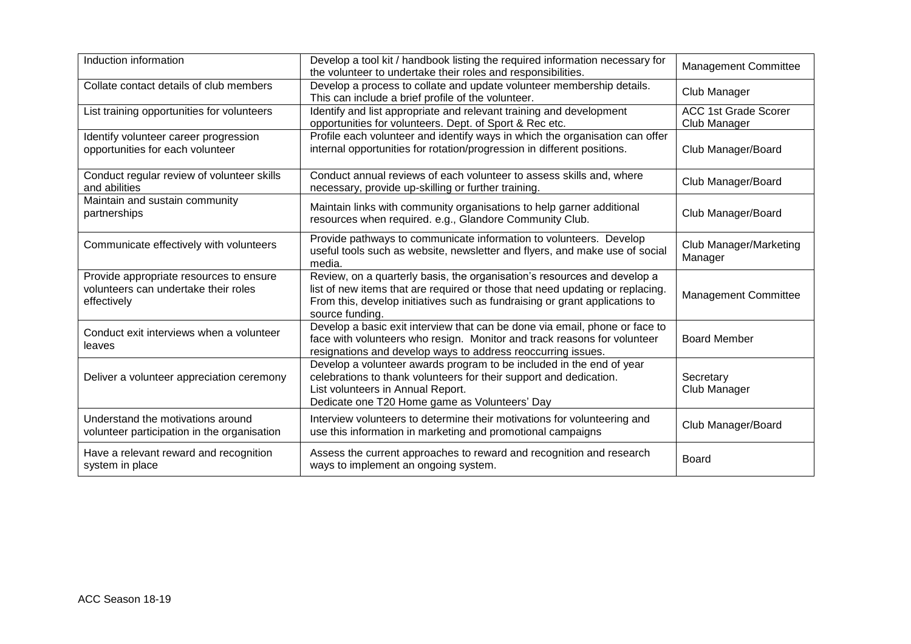| | | |
|---|---|---|
| Induction information | Develop a tool kit / handbook listing the required information necessary for the volunteer to undertake their roles and responsibilities. | Management Committee |
| Collate contact details of club members | Develop a process to collate and update volunteer membership details. This can include a brief profile of the volunteer. | Club Manager |
| List training opportunities for volunteers | Identify and list appropriate and relevant training and development opportunities for volunteers. Dept. of Sport & Rec etc. | ACC 1st Grade Scorer Club Manager |
| Identify volunteer career progression opportunities for each volunteer | Profile each volunteer and identify ways in which the organisation can offer internal opportunities for rotation/progression in different positions. | Club Manager/Board |
| Conduct regular review of volunteer skills and abilities | Conduct annual reviews of each volunteer to assess skills and, where necessary, provide up-skilling or further training. | Club Manager/Board |
| Maintain and sustain community partnerships | Maintain links with community organisations to help garner additional resources when required. e.g., Glandore Community Club. | Club Manager/Board |
| Communicate effectively with volunteers | Provide pathways to communicate information to volunteers. Develop useful tools such as website, newsletter and flyers, and make use of social media. | Club Manager/Marketing Manager |
| Provide appropriate resources to ensure volunteers can undertake their roles effectively | Review, on a quarterly basis, the organisation's resources and develop a list of new items that are required or those that need updating or replacing. From this, develop initiatives such as fundraising or grant applications to source funding. | Management Committee |
| Conduct exit interviews when a volunteer leaves | Develop a basic exit interview that can be done via email, phone or face to face with volunteers who resign. Monitor and track reasons for volunteer resignations and develop ways to address reoccurring issues. | Board Member |
| Deliver a volunteer appreciation ceremony | Develop a volunteer awards program to be included in the end of year celebrations to thank volunteers for their support and dedication.<br>List volunteers in Annual Report.<br>Dedicate one T20 Home game as Volunteers' Day | Secretary<br>Club Manager |
| Understand the motivations around volunteer participation in the organisation | Interview volunteers to determine their motivations for volunteering and use this information in marketing and promotional campaigns | Club Manager/Board |
| Have a relevant reward and recognition system in place | Assess the current approaches to reward and recognition and research ways to implement an ongoing system. | Board |